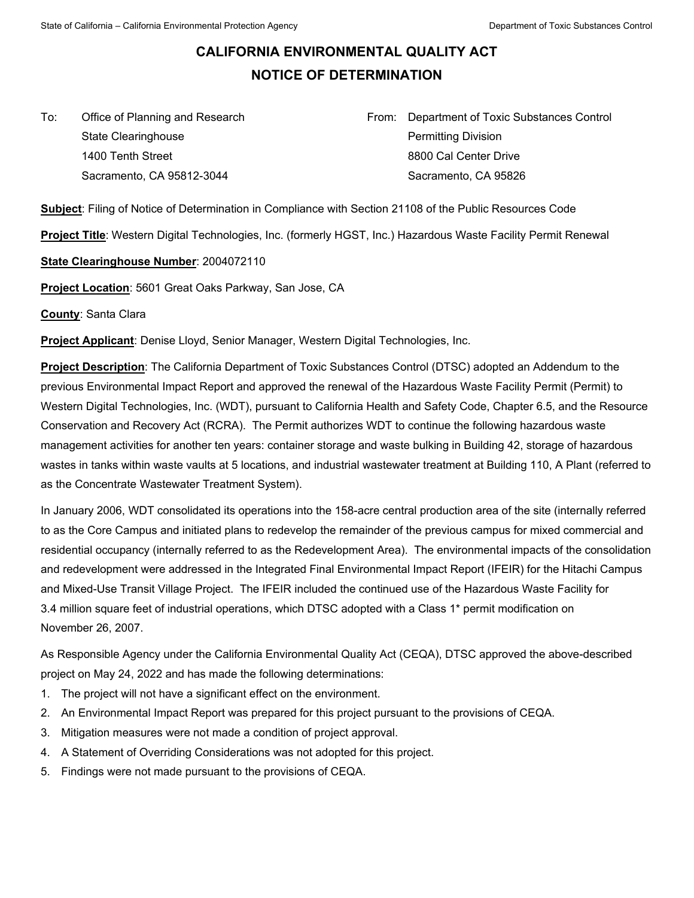# CALIFORNIA ENVIRONMENTAL QUALITY ACT
# NOTICE OF DETERMINATION

To: Office of Planning and Research
State Clearinghouse
1400 Tenth Street
Sacramento, CA 95812-3044

From: Department of Toxic Substances Control
Permitting Division
8800 Cal Center Drive
Sacramento, CA 95826

**Subject**: Filing of Notice of Determination in Compliance with Section 21108 of the Public Resources Code

**Project Title**: Western Digital Technologies, Inc. (formerly HGST, Inc.) Hazardous Waste Facility Permit Renewal

**State Clearinghouse Number**: 2004072110

**Project Location**: 5601 Great Oaks Parkway, San Jose, CA

**County**: Santa Clara

**Project Applicant**: Denise Lloyd, Senior Manager, Western Digital Technologies, Inc.

**Project Description**: The California Department of Toxic Substances Control (DTSC) adopted an Addendum to the previous Environmental Impact Report and approved the renewal of the Hazardous Waste Facility Permit (Permit) to Western Digital Technologies, Inc. (WDT), pursuant to California Health and Safety Code, Chapter 6.5, and the Resource Conservation and Recovery Act (RCRA). The Permit authorizes WDT to continue the following hazardous waste management activities for another ten years: container storage and waste bulking in Building 42, storage of hazardous wastes in tanks within waste vaults at 5 locations, and industrial wastewater treatment at Building 110, A Plant (referred to as the Concentrate Wastewater Treatment System).

In January 2006, WDT consolidated its operations into the 158-acre central production area of the site (internally referred to as the Core Campus and initiated plans to redevelop the remainder of the previous campus for mixed commercial and residential occupancy (internally referred to as the Redevelopment Area). The environmental impacts of the consolidation and redevelopment were addressed in the Integrated Final Environmental Impact Report (IFEIR) for the Hitachi Campus and Mixed-Use Transit Village Project. The IFEIR included the continued use of the Hazardous Waste Facility for 3.4 million square feet of industrial operations, which DTSC adopted with a Class 1* permit modification on November 26, 2007.

As Responsible Agency under the California Environmental Quality Act (CEQA), DTSC approved the above-described project on May 24, 2022 and has made the following determinations:

1. The project will not have a significant effect on the environment.
2. An Environmental Impact Report was prepared for this project pursuant to the provisions of CEQA.
3. Mitigation measures were not made a condition of project approval.
4. A Statement of Overriding Considerations was not adopted for this project.
5. Findings were not made pursuant to the provisions of CEQA.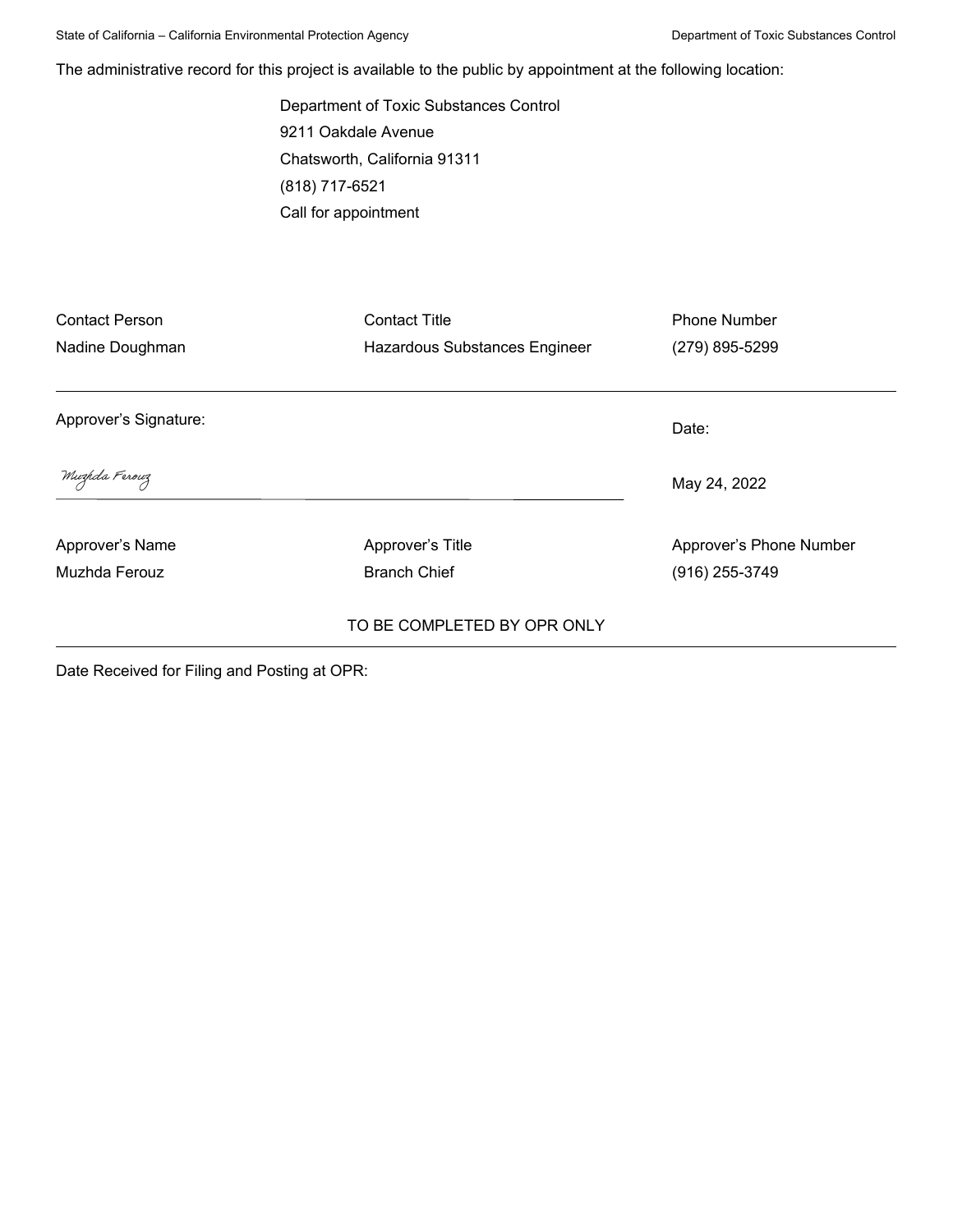The administrative record for this project is available to the public by appointment at the following location:

Department of Toxic Substances Control
9211 Oakdale Avenue
Chatsworth, California 91311
(818) 717-6521
Call for appointment

| Contact Person | Contact Title | Phone Number |
|---|---|---|
| Nadine Doughman | Hazardous Substances Engineer | (279) 895-5299 |

Approver's Signature: Muzhda Ferouz

Date: May 24, 2022

| Approver's Name | Approver's Title | Approver's Phone Number |
|---|---|---|
| Muzhda Ferouz | Branch Chief | (916) 255-3749 |

TO BE COMPLETED BY OPR ONLY

Date Received for Filing and Posting at OPR: